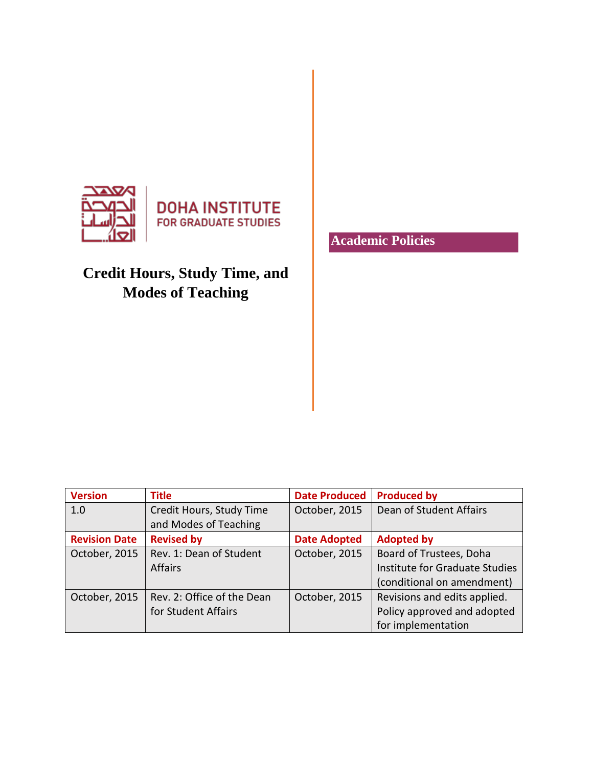DOHA INSTITUTE FOR GRADUATE STUDIES

# Credit Hours, Study Time, and Modes of Teaching

## Academic Policies

| Version | Title | Date Produced | Produced by |
|---|---|---|---|
| 1.0 | Credit Hours, Study Time and Modes of Teaching | October, 2015 | Dean of Student Affairs |
| **Revision Date** | **Revised by** | **Date Adopted** | **Adopted by** |
| October, 2015 | Rev. 1: Dean of Student Affairs | October, 2015 | Board of Trustees, Doha Institute for Graduate Studies (conditional on amendment) |
| October, 2015 | Rev. 2: Office of the Dean for Student Affairs | October, 2015 | Revisions and edits applied. Policy approved and adopted for implementation |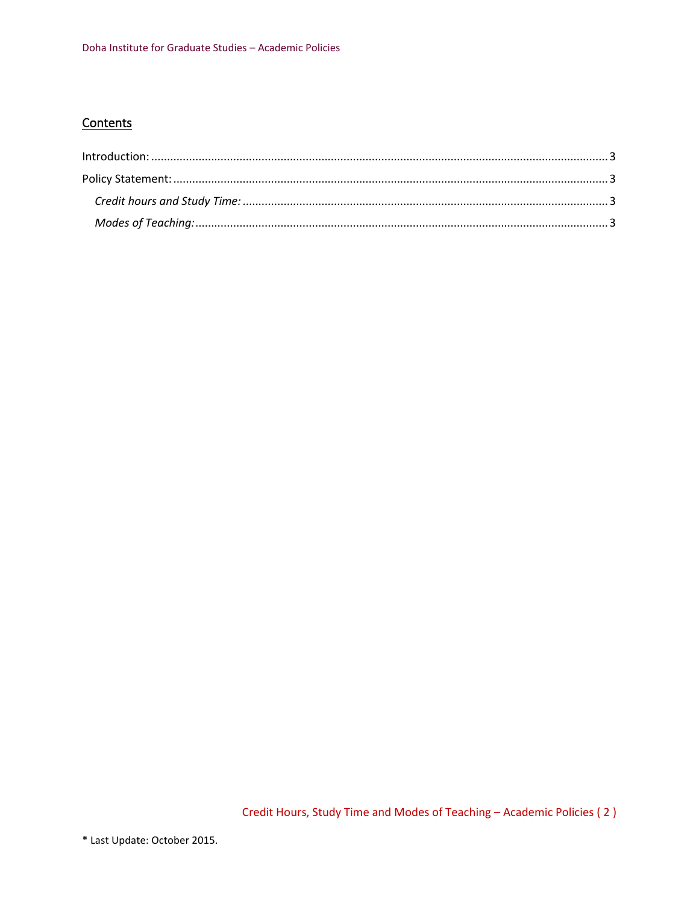## Contents

Introduction: ........................................................................................................................................ 3

Policy Statement: ................................................................................................................................ 3

*Credit hours and Study Time:* ........................................................................................................ 3

*Modes of Teaching:* ........................................................................................................................ 3

\* Last Update: October 2015.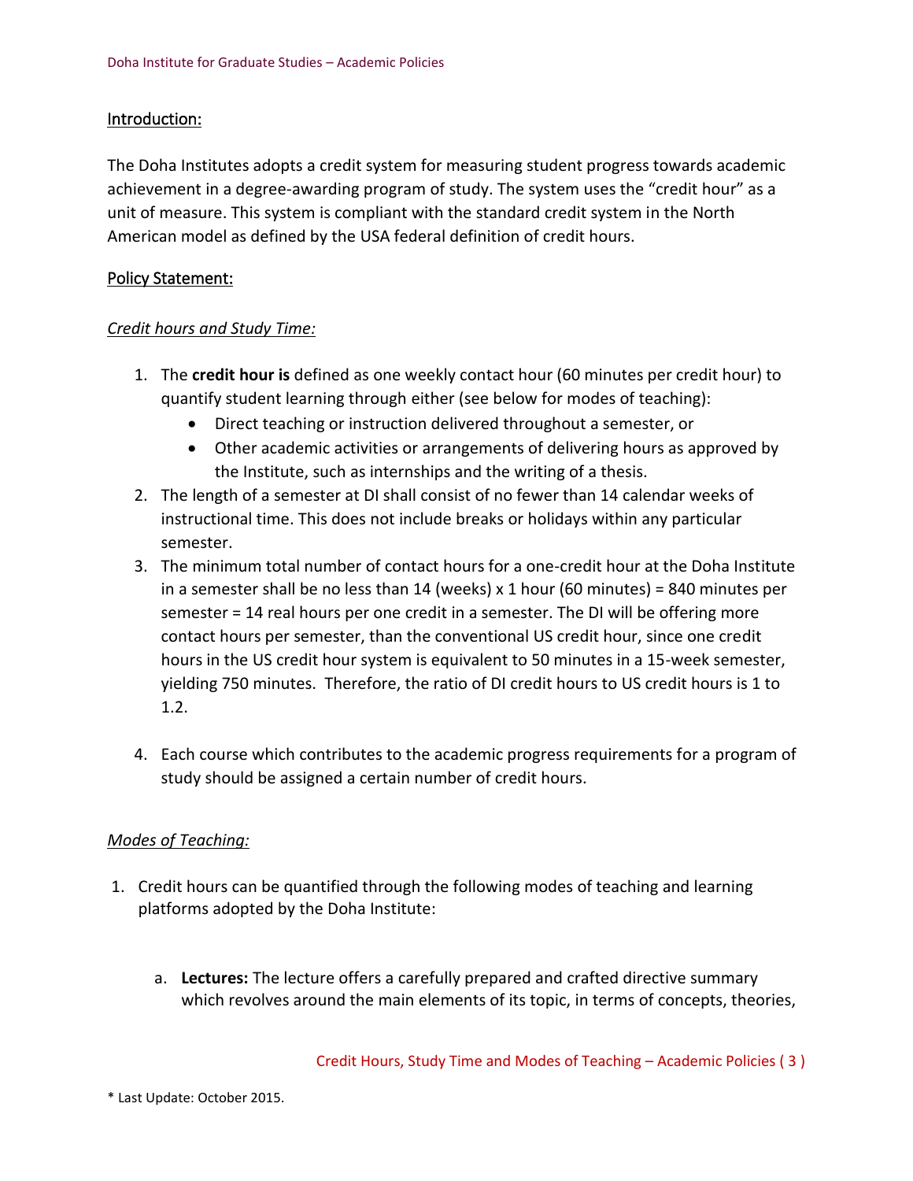## Introduction:

The Doha Institutes adopts a credit system for measuring student progress towards academic achievement in a degree-awarding program of study. The system uses the "credit hour" as a unit of measure. This system is compliant with the standard credit system in the North American model as defined by the USA federal definition of credit hours.

## Policy Statement:

### *Credit hours and Study Time:*

1. The **credit hour is** defined as one weekly contact hour (60 minutes per credit hour) to quantify student learning through either (see below for modes of teaching):
   - Direct teaching or instruction delivered throughout a semester, or
   - Other academic activities or arrangements of delivering hours as approved by the Institute, such as internships and the writing of a thesis.
2. The length of a semester at DI shall consist of no fewer than 14 calendar weeks of instructional time. This does not include breaks or holidays within any particular semester.
3. The minimum total number of contact hours for a one-credit hour at the Doha Institute in a semester shall be no less than 14 (weeks) x 1 hour (60 minutes) = 840 minutes per semester = 14 real hours per one credit in a semester. The DI will be offering more contact hours per semester, than the conventional US credit hour, since one credit hours in the US credit hour system is equivalent to 50 minutes in a 15-week semester, yielding 750 minutes. Therefore, the ratio of DI credit hours to US credit hours is 1 to 1.2.
4. Each course which contributes to the academic progress requirements for a program of study should be assigned a certain number of credit hours.

### *Modes of Teaching:*

1. Credit hours can be quantified through the following modes of teaching and learning platforms adopted by the Doha Institute:

   a. **Lectures:** The lecture offers a carefully prepared and crafted directive summary which revolves around the main elements of its topic, in terms of concepts, theories,

\* Last Update: October 2015.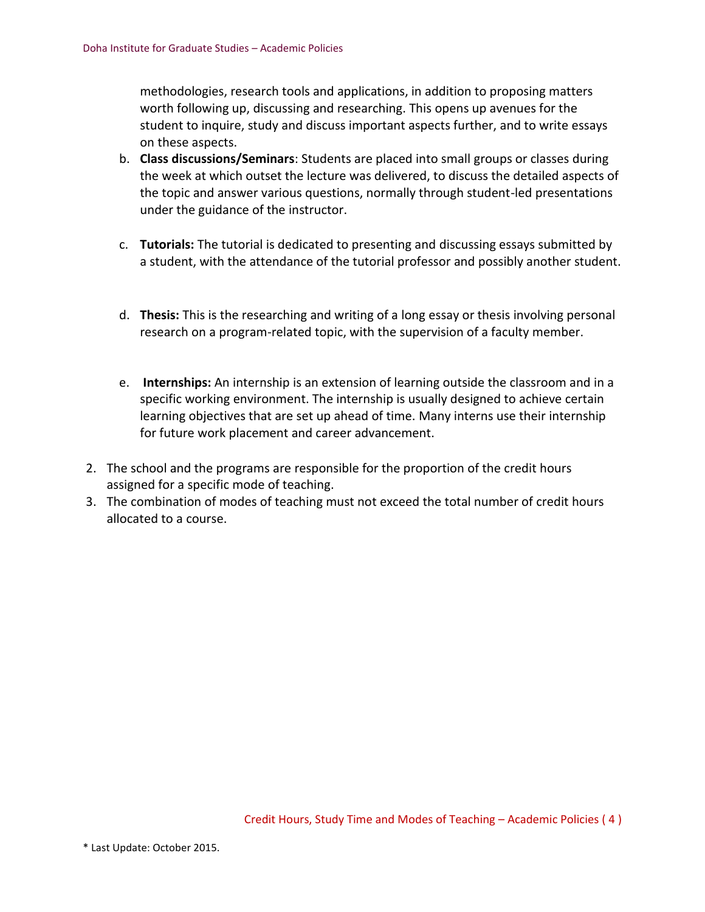methodologies, research tools and applications, in addition to proposing matters worth following up, discussing and researching. This opens up avenues for the student to inquire, study and discuss important aspects further, and to write essays on these aspects.

b. **Class discussions/Seminars**: Students are placed into small groups or classes during the week at which outset the lecture was delivered, to discuss the detailed aspects of the topic and answer various questions, normally through student-led presentations under the guidance of the instructor.

c. **Tutorials:** The tutorial is dedicated to presenting and discussing essays submitted by a student, with the attendance of the tutorial professor and possibly another student.

d. **Thesis:** This is the researching and writing of a long essay or thesis involving personal research on a program-related topic, with the supervision of a faculty member.

e. **Internships:** An internship is an extension of learning outside the classroom and in a specific working environment. The internship is usually designed to achieve certain learning objectives that are set up ahead of time. Many interns use their internship for future work placement and career advancement.

2. The school and the programs are responsible for the proportion of the credit hours assigned for a specific mode of teaching.
3. The combination of modes of teaching must not exceed the total number of credit hours allocated to a course.

\* Last Update: October 2015.